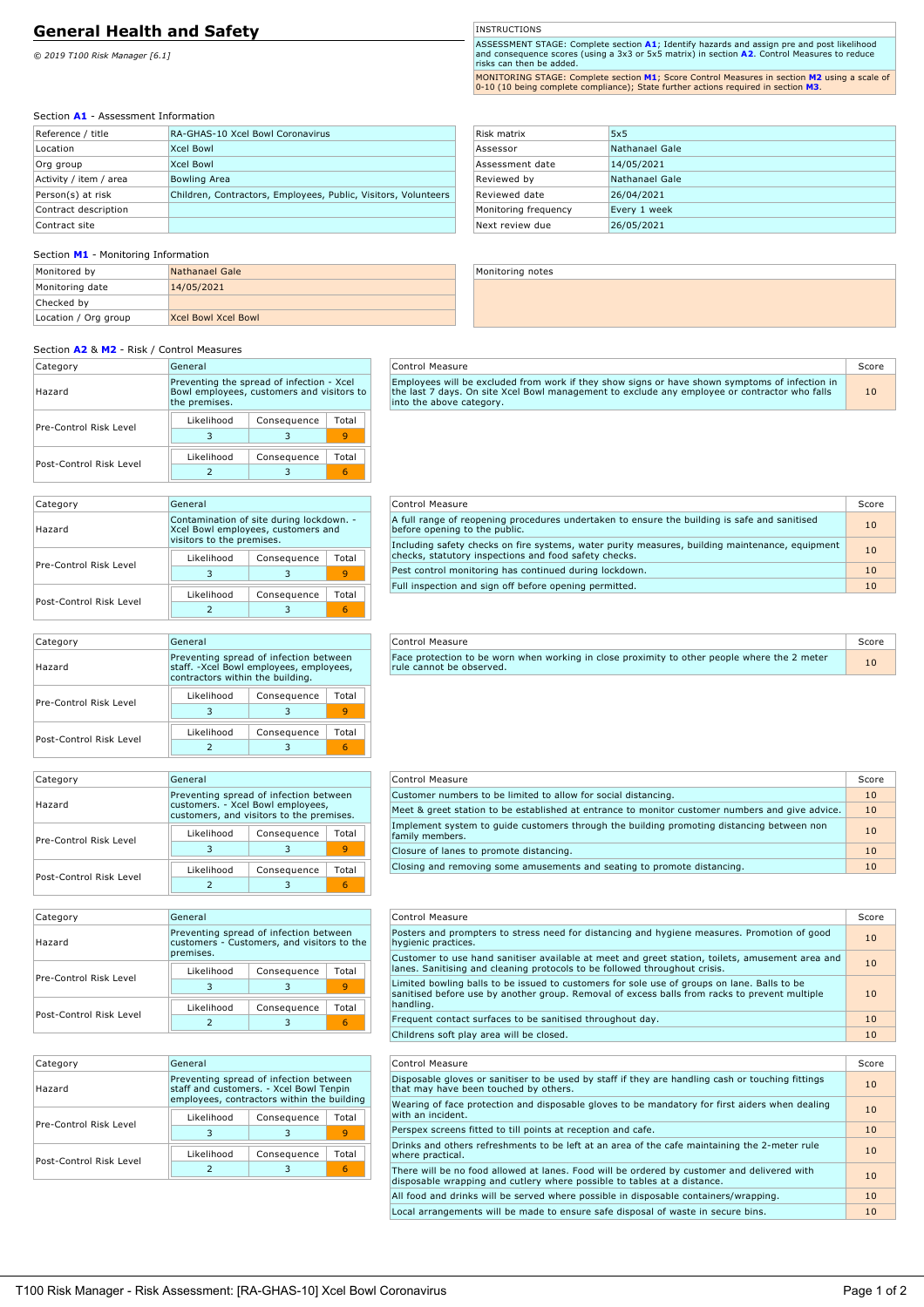# General Health and Safety

*© 2019 T100 Risk Manager [6.1]*

| INSTRUCTIONS |
|---|
| ASSESSMENT STAGE: Complete section **A1**; Identify hazards and assign pre and post likelihood and consequence scores (using a 3x3 or 5x5 matrix) in section **A2**. Control Measures to reduce risks can then be added. |
| MONITORING STAGE: Complete section **M1**; Score Control Measures in section **M2** using a scale of 0-10 (10 being complete compliance); State further actions required in section **M3**. |

## Section A1 - Assessment Information

| Field | Value |
|---|---|
| Reference / title | RA-GHAS-10 Xcel Bowl Coronavirus |
| Location | Xcel Bowl |
| Org group | Xcel Bowl |
| Activity / item / area | Bowling Area |
| Person(s) at risk | Children, Contractors, Employees, Public, Visitors, Volunteers |
| Contract description | |
| Contract site | |

| Field | Value |
|---|---|
| Risk matrix | 5x5 |
| Assessor | Nathanael Gale |
| Assessment date | 14/05/2021 |
| Reviewed by | Nathanael Gale |
| Reviewed date | 26/04/2021 |
| Monitoring frequency | Every 1 week |
| Next review due | 26/05/2021 |

## Section M1 - Monitoring Information

| Field | Value |
|---|---|
| Monitored by | Nathanael Gale |
| Monitoring date | 14/05/2021 |
| Checked by | |
| Location / Org group | Xcel Bowl Xcel Bowl |

| Monitoring notes |
|---|
| |

## Section A2 & M2 - Risk / Control Measures

| Category | General |
|---|---|
| Hazard | Preventing the spread of infection - Xcel Bowl employees, customers and visitors to the premises. |
| Pre-Control Risk Level | Likelihood 3, Consequence 3, Total 9 |
| Post-Control Risk Level | Likelihood 2, Consequence 3, Total 6 |

| Control Measure | Score |
|---|---|
| Employees will be excluded from work if they show signs or have shown symptoms of infection in the last 7 days. On site Xcel Bowl management to exclude any employee or contractor who falls into the above category. | 10 |

| Category | General |
|---|---|
| Hazard | Contamination of site during lockdown. - Xcel Bowl employees, customers and visitors to the premises. |
| Pre-Control Risk Level | Likelihood 3, Consequence 3, Total 9 |
| Post-Control Risk Level | Likelihood 2, Consequence 3, Total 6 |

| Control Measure | Score |
|---|---|
| A full range of reopening procedures undertaken to ensure the building is safe and sanitised before opening to the public. | 10 |
| Including safety checks on fire systems, water purity measures, building maintenance, equipment checks, statutory inspections and food safety checks. | 10 |
| Pest control monitoring has continued during lockdown. | 10 |
| Full inspection and sign off before opening permitted. | 10 |

| Category | General |
|---|---|
| Hazard | Preventing spread of infection between staff. -Xcel Bowl employees, employees, contractors within the building. |
| Pre-Control Risk Level | Likelihood 3, Consequence 3, Total 9 |
| Post-Control Risk Level | Likelihood 2, Consequence 3, Total 6 |

| Control Measure | Score |
|---|---|
| Face protection to be worn when working in close proximity to other people where the 2 meter rule cannot be observed. | 10 |

| Category | General |
|---|---|
| Hazard | Preventing spread of infection between customers. - Xcel Bowl employees, customers, and visitors to the premises. |
| Pre-Control Risk Level | Likelihood 3, Consequence 3, Total 9 |
| Post-Control Risk Level | Likelihood 2, Consequence 3, Total 6 |

| Control Measure | Score |
|---|---|
| Customer numbers to be limited to allow for social distancing. | 10 |
| Meet & greet station to be established at entrance to monitor customer numbers and give advice. | 10 |
| Implement system to guide customers through the building promoting distancing between non family members. | 10 |
| Closure of lanes to promote distancing. | 10 |
| Closing and removing some amusements and seating to promote distancing. | 10 |

| Category | General |
|---|---|
| Hazard | Preventing spread of infection between customers - Customers, and visitors to the premises. |
| Pre-Control Risk Level | Likelihood 3, Consequence 3, Total 9 |
| Post-Control Risk Level | Likelihood 2, Consequence 3, Total 6 |

| Control Measure | Score |
|---|---|
| Posters and prompters to stress need for distancing and hygiene measures. Promotion of good hygienic practices. | 10 |
| Customer to use hand sanitiser available at meet and greet station, toilets, amusement area and lanes. Sanitising and cleaning protocols to be followed throughout crisis. | 10 |
| Limited bowling balls to be issued to customers for sole use of groups on lane. Balls to be sanitised before use by another group. Removal of excess balls from racks to prevent multiple handling. | 10 |
| Frequent contact surfaces to be sanitised throughout day. | 10 |
| Childrens soft play area will be closed. | 10 |

| Category | General |
|---|---|
| Hazard | Preventing spread of infection between staff and customers. - Xcel Bowl Tenpin employees, contractors within the building |
| Pre-Control Risk Level | Likelihood 3, Consequence 3, Total 9 |
| Post-Control Risk Level | Likelihood 2, Consequence 3, Total 6 |

| Control Measure | Score |
|---|---|
| Disposable gloves or sanitiser to be used by staff if they are handling cash or touching fittings that may have been touched by others. | 10 |
| Wearing of face protection and disposable gloves to be mandatory for first aiders when dealing with an incident. | 10 |
| Perspex screens fitted to till points at reception and cafe. | 10 |
| Drinks and others refreshments to be left at an area of the cafe maintaining the 2-meter rule where practical. | 10 |
| There will be no food allowed at lanes. Food will be ordered by customer and delivered with disposable wrapping and cutlery where possible to tables at a distance. | 10 |
| All food and drinks will be served where possible in disposable containers/wrapping. | 10 |
| Local arrangements will be made to ensure safe disposal of waste in secure bins. | 10 |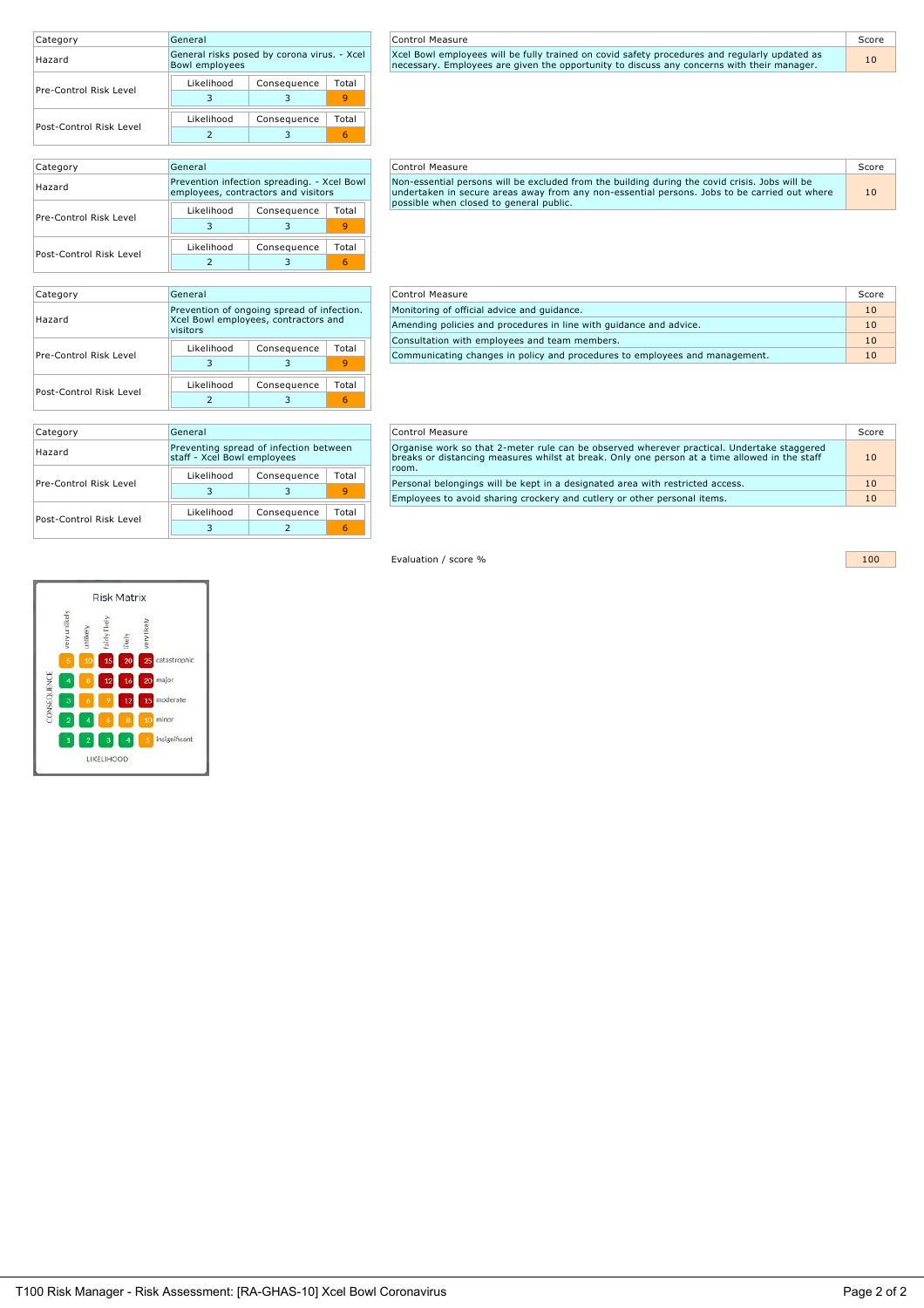| Category | General | | |
|---|---|---|---|
| Hazard | General risks posed by corona virus. - Xcel Bowl employees | | |
| | Likelihood | Consequence | Total |
| Pre-Control Risk Level | 3 | 3 | 9 |
| | Likelihood | Consequence | Total |
| Post-Control Risk Level | 2 | 3 | 6 |

| Control Measure | Score |
|---|---|
| Xcel Bowl employees will be fully trained on covid safety procedures and regularly updated as necessary. Employees are given the opportunity to discuss any concerns with their manager. | 10 |

| Category | General | | |
|---|---|---|---|
| Hazard | Prevention infection spreading. - Xcel Bowl employees, contractors and visitors | | |
| | Likelihood | Consequence | Total |
| Pre-Control Risk Level | 3 | 3 | 9 |
| | Likelihood | Consequence | Total |
| Post-Control Risk Level | 2 | 3 | 6 |

| Control Measure | Score |
|---|---|
| Non-essential persons will be excluded from the building during the covid crisis. Jobs will be undertaken in secure areas away from any non-essential persons. Jobs to be carried out where possible when closed to general public. | 10 |

| Category | General | | |
|---|---|---|---|
| Hazard | Prevention of ongoing spread of infection. Xcel Bowl employees, contractors and visitors | | |
| | Likelihood | Consequence | Total |
| Pre-Control Risk Level | 3 | 3 | 9 |
| | Likelihood | Consequence | Total |
| Post-Control Risk Level | 2 | 3 | 6 |

| Control Measure | Score |
|---|---|
| Monitoring of official advice and guidance. | 10 |
| Amending policies and procedures in line with guidance and advice. | 10 |
| Consultation with employees and team members. | 10 |
| Communicating changes in policy and procedures to employees and management. | 10 |

| Category | General | | |
|---|---|---|---|
| Hazard | Preventing spread of infection between staff - Xcel Bowl employees | | |
| | Likelihood | Consequence | Total |
| Pre-Control Risk Level | 3 | 3 | 9 |
| | Likelihood | Consequence | Total |
| Post-Control Risk Level | 3 | 2 | 6 |

| Control Measure | Score |
|---|---|
| Organise work so that 2-meter rule can be observed wherever practical. Undertake staggered breaks or distancing measures whilst at break. Only one person at a time allowed in the staff room. | 10 |
| Personal belongings will be kept in a designated area with restricted access. | 10 |
| Employees to avoid sharing crockery and cutlery or other personal items. | 10 |

Evaluation / score % 100

Risk Matrix

very unlikely
unlikely
fairly likely
likely
very likely

5 10 15 20 25 catastrophic
4 8 12 16 20 major
3 6 9 12 15 moderate
2 4 6 8 10 minor
1 2 3 4 5 insignificant

CONSEQUENCE
LIKELIHOOD